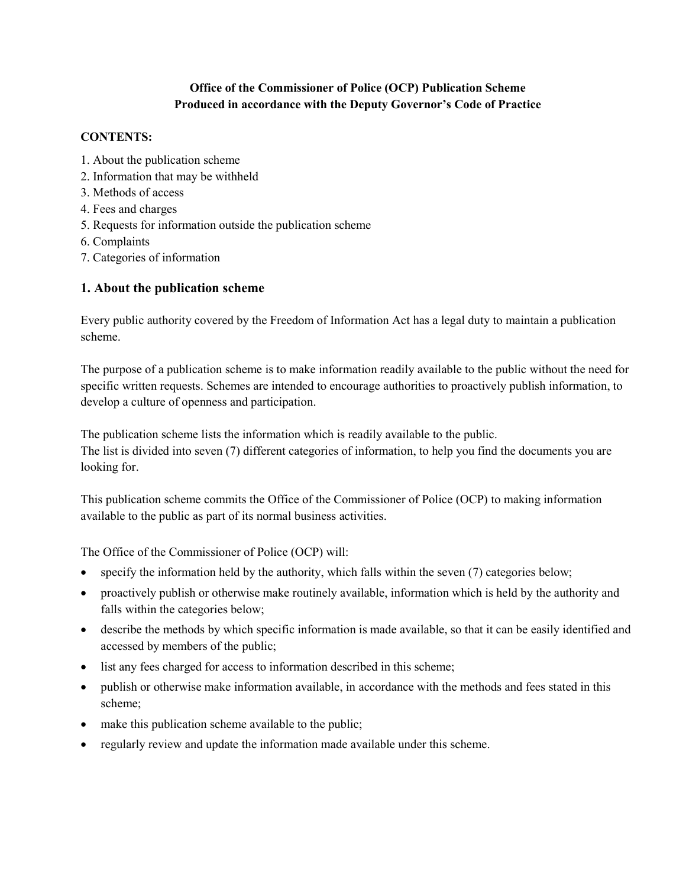**Office of the Commissioner of Police (OCP) Publication Scheme**
**Produced in accordance with the Deputy Governor's Code of Practice**

**CONTENTS:**

1. About the publication scheme
2. Information that may be withheld
3. Methods of access
4. Fees and charges
5. Requests for information outside the publication scheme
6. Complaints
7. Categories of information

## 1. About the publication scheme

Every public authority covered by the Freedom of Information Act has a legal duty to maintain a publication scheme.

The purpose of a publication scheme is to make information readily available to the public without the need for specific written requests. Schemes are intended to encourage authorities to proactively publish information, to develop a culture of openness and participation.

The publication scheme lists the information which is readily available to the public.
The list is divided into seven (7) different categories of information, to help you find the documents you are looking for.

This publication scheme commits the Office of the Commissioner of Police (OCP) to making information available to the public as part of its normal business activities.

The Office of the Commissioner of Police (OCP) will:

- specify the information held by the authority, which falls within the seven (7) categories below;
- proactively publish or otherwise make routinely available, information which is held by the authority and falls within the categories below;
- describe the methods by which specific information is made available, so that it can be easily identified and accessed by members of the public;
- list any fees charged for access to information described in this scheme;
- publish or otherwise make information available, in accordance with the methods and fees stated in this scheme;
- make this publication scheme available to the public;
- regularly review and update the information made available under this scheme.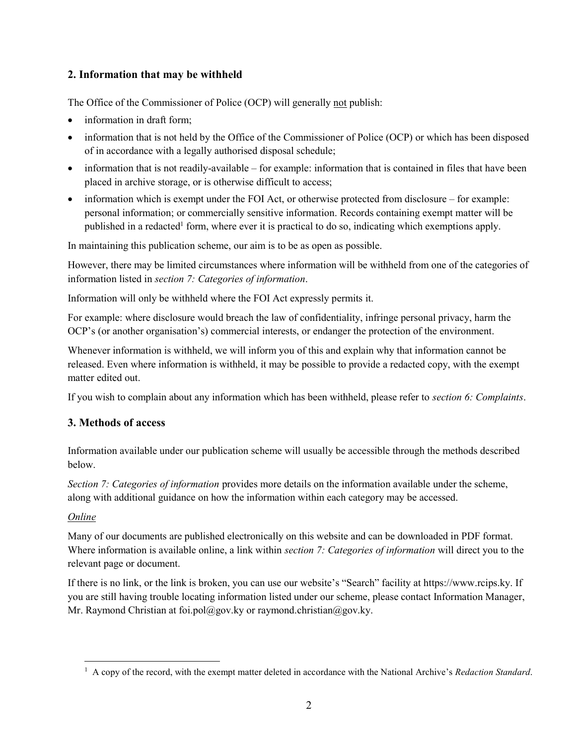## 2. Information that may be withheld

The Office of the Commissioner of Police (OCP) will generally not publish:

- information in draft form;
- information that is not held by the Office of the Commissioner of Police (OCP) or which has been disposed of in accordance with a legally authorised disposal schedule;
- information that is not readily-available – for example: information that is contained in files that have been placed in archive storage, or is otherwise difficult to access;
- information which is exempt under the FOI Act, or otherwise protected from disclosure – for example: personal information; or commercially sensitive information. Records containing exempt matter will be published in a redacted[1] form, where ever it is practical to do so, indicating which exemptions apply.

In maintaining this publication scheme, our aim is to be as open as possible.

However, there may be limited circumstances where information will be withheld from one of the categories of information listed in *section 7: Categories of information*.

Information will only be withheld where the FOI Act expressly permits it.

For example: where disclosure would breach the law of confidentiality, infringe personal privacy, harm the OCP's (or another organisation's) commercial interests, or endanger the protection of the environment.

Whenever information is withheld, we will inform you of this and explain why that information cannot be released. Even where information is withheld, it may be possible to provide a redacted copy, with the exempt matter edited out.

If you wish to complain about any information which has been withheld, please refer to *section 6: Complaints*.

## 3. Methods of access

Information available under our publication scheme will usually be accessible through the methods described below.

*Section 7: Categories of information* provides more details on the information available under the scheme, along with additional guidance on how the information within each category may be accessed.

*Online*

Many of our documents are published electronically on this website and can be downloaded in PDF format. Where information is available online, a link within *section 7: Categories of information* will direct you to the relevant page or document.

If there is no link, or the link is broken, you can use our website's "Search" facility at https://www.rcips.ky. If you are still having trouble locating information listed under our scheme, please contact Information Manager, Mr. Raymond Christian at foi.pol@gov.ky or raymond.christian@gov.ky.

[1] A copy of the record, with the exempt matter deleted in accordance with the National Archive's *Redaction Standard*.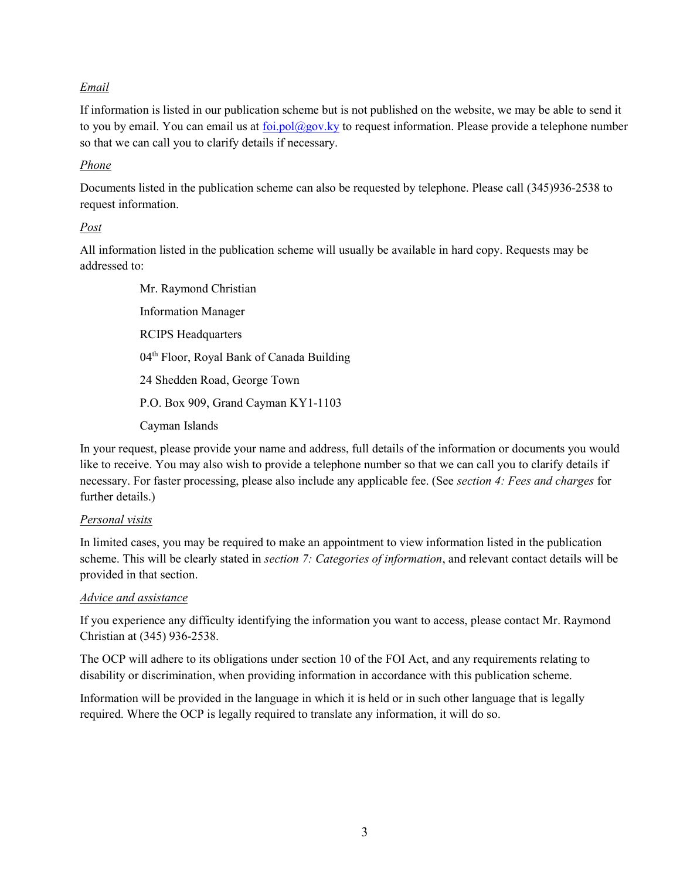*Email*

If information is listed in our publication scheme but is not published on the website, we may be able to send it to you by email. You can email us at [foi.pol@gov.ky](mailto:foi.pol@gov.ky) to request information. Please provide a telephone number so that we can call you to clarify details if necessary.

*Phone*

Documents listed in the publication scheme can also be requested by telephone. Please call (345)936-2538 to request information.

*Post*

All information listed in the publication scheme will usually be available in hard copy. Requests may be addressed to:

> Mr. Raymond Christian
>
> Information Manager
>
> RCIPS Headquarters
>
> 04th Floor, Royal Bank of Canada Building
>
> 24 Shedden Road, George Town
>
> P.O. Box 909, Grand Cayman KY1-1103
>
> Cayman Islands

In your request, please provide your name and address, full details of the information or documents you would like to receive. You may also wish to provide a telephone number so that we can call you to clarify details if necessary. For faster processing, please also include any applicable fee. (See *section 4: Fees and charges* for further details.)

*Personal visits*

In limited cases, you may be required to make an appointment to view information listed in the publication scheme. This will be clearly stated in *section 7: Categories of information*, and relevant contact details will be provided in that section.

*Advice and assistance*

If you experience any difficulty identifying the information you want to access, please contact Mr. Raymond Christian at (345) 936-2538.

The OCP will adhere to its obligations under section 10 of the FOI Act, and any requirements relating to disability or discrimination, when providing information in accordance with this publication scheme.

Information will be provided in the language in which it is held or in such other language that is legally required. Where the OCP is legally required to translate any information, it will do so.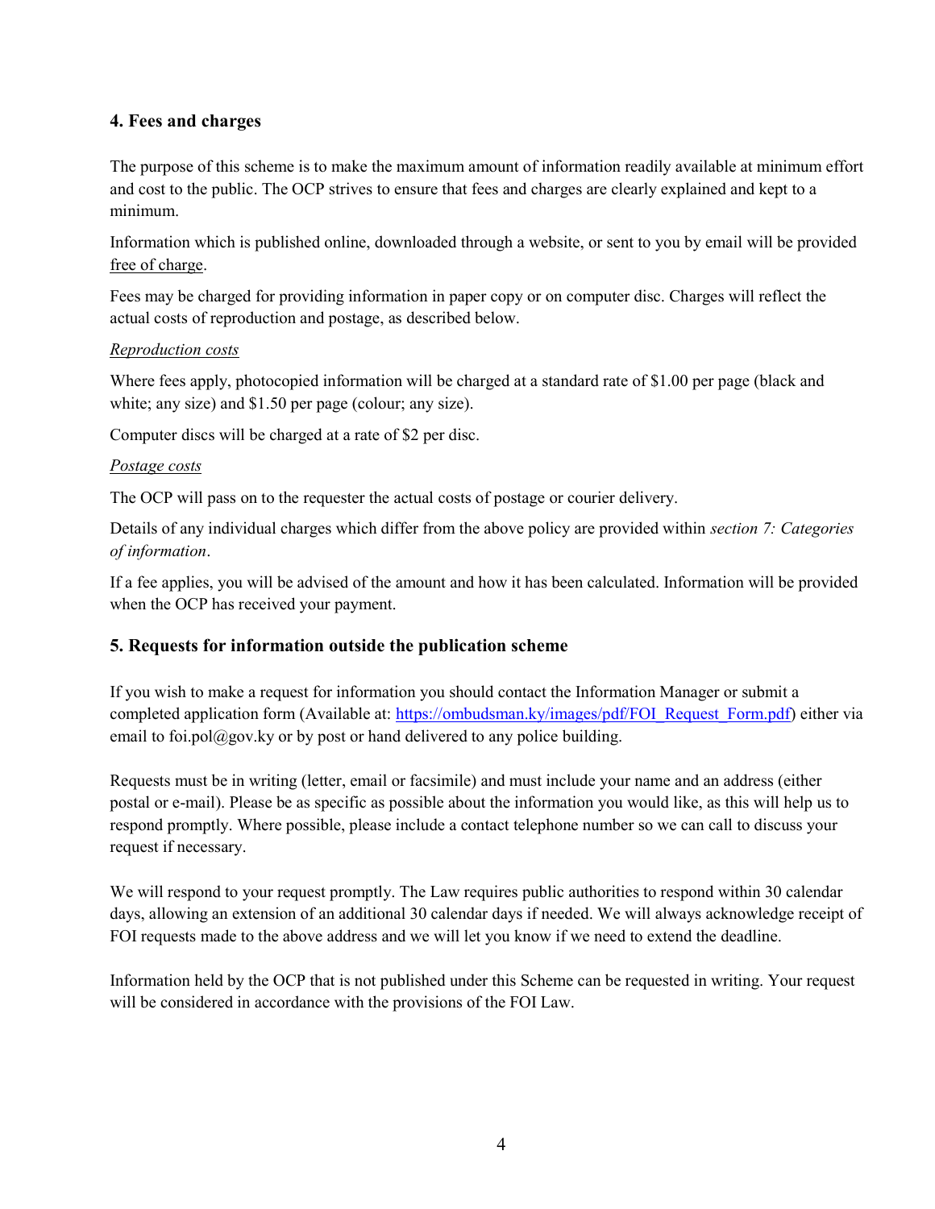## 4. Fees and charges

The purpose of this scheme is to make the maximum amount of information readily available at minimum effort and cost to the public. The OCP strives to ensure that fees and charges are clearly explained and kept to a minimum.

Information which is published online, downloaded through a website, or sent to you by email will be provided free of charge.

Fees may be charged for providing information in paper copy or on computer disc. Charges will reflect the actual costs of reproduction and postage, as described below.

*Reproduction costs*

Where fees apply, photocopied information will be charged at a standard rate of $1.00 per page (black and white; any size) and $1.50 per page (colour; any size).

Computer discs will be charged at a rate of $2 per disc.

*Postage costs*

The OCP will pass on to the requester the actual costs of postage or courier delivery.

Details of any individual charges which differ from the above policy are provided within *section 7: Categories of information*.

If a fee applies, you will be advised of the amount and how it has been calculated. Information will be provided when the OCP has received your payment.

## 5. Requests for information outside the publication scheme

If you wish to make a request for information you should contact the Information Manager or submit a completed application form (Available at: [https://ombudsman.ky/images/pdf/FOI_Request_Form.pdf](https://ombudsman.ky/images/pdf/FOI_Request_Form.pdf)) either via email to foi.pol@gov.ky or by post or hand delivered to any police building.

Requests must be in writing (letter, email or facsimile) and must include your name and an address (either postal or e-mail). Please be as specific as possible about the information you would like, as this will help us to respond promptly. Where possible, please include a contact telephone number so we can call to discuss your request if necessary.

We will respond to your request promptly. The Law requires public authorities to respond within 30 calendar days, allowing an extension of an additional 30 calendar days if needed. We will always acknowledge receipt of FOI requests made to the above address and we will let you know if we need to extend the deadline.

Information held by the OCP that is not published under this Scheme can be requested in writing. Your request will be considered in accordance with the provisions of the FOI Law.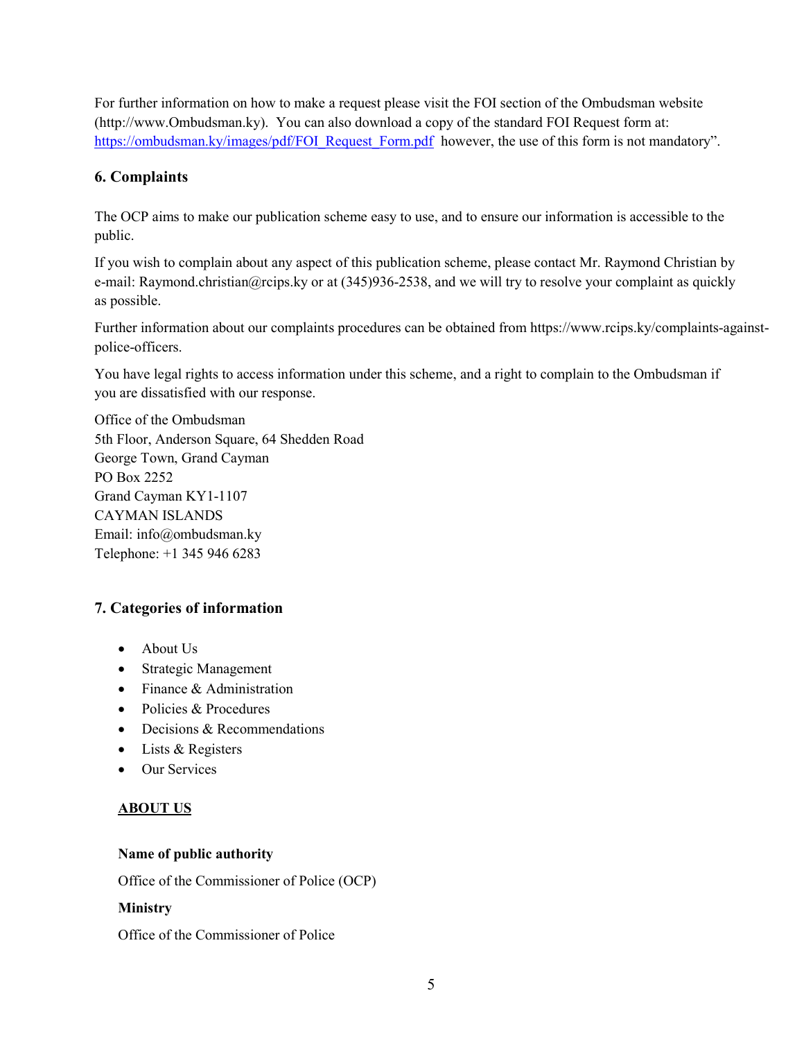For further information on how to make a request please visit the FOI section of the Ombudsman website (http://www.Ombudsman.ky). You can also download a copy of the standard FOI Request form at: https://ombudsman.ky/images/pdf/FOI_Request_Form.pdf however, the use of this form is not mandatory".

## 6. Complaints

The OCP aims to make our publication scheme easy to use, and to ensure our information is accessible to the public.

If you wish to complain about any aspect of this publication scheme, please contact Mr. Raymond Christian by e-mail: Raymond.christian@rcips.ky or at (345)936-2538, and we will try to resolve your complaint as quickly as possible.

Further information about our complaints procedures can be obtained from https://www.rcips.ky/complaints-against-police-officers.

You have legal rights to access information under this scheme, and a right to complain to the Ombudsman if you are dissatisfied with our response.

Office of the Ombudsman
5th Floor, Anderson Square, 64 Shedden Road
George Town, Grand Cayman
PO Box 2252
Grand Cayman KY1-1107
CAYMAN ISLANDS
Email: info@ombudsman.ky
Telephone: +1 345 946 6283

## 7. Categories of information

- About Us
- Strategic Management
- Finance & Administration
- Policies & Procedures
- Decisions & Recommendations
- Lists & Registers
- Our Services

### ABOUT US

**Name of public authority**

Office of the Commissioner of Police (OCP)

**Ministry**

Office of the Commissioner of Police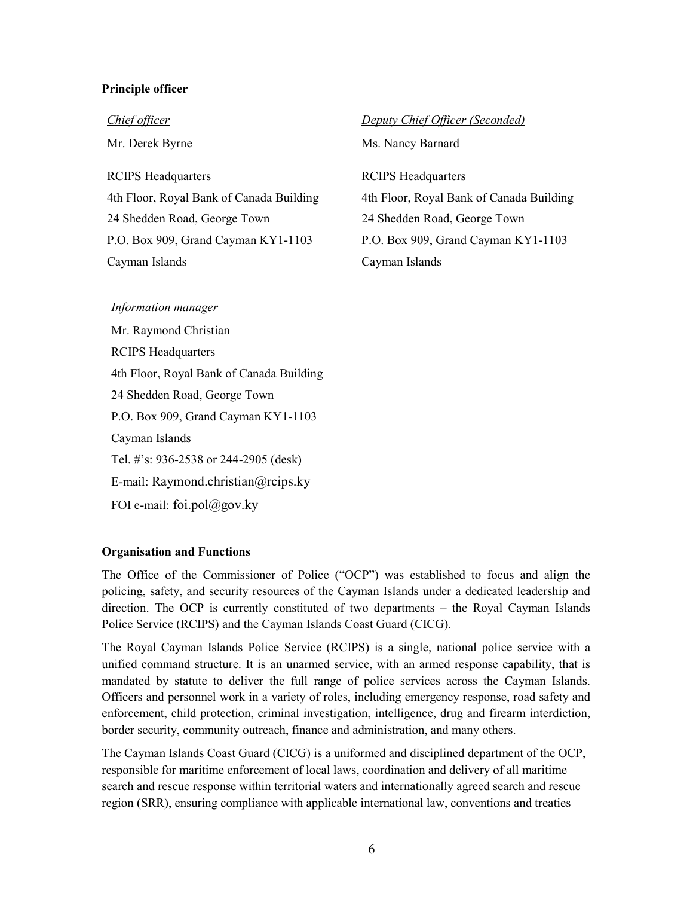**Principle officer**

*Chief officer*

Mr. Derek Byrne

RCIPS Headquarters  
4th Floor, Royal Bank of Canada Building  
24 Shedden Road, George Town  
P.O. Box 909, Grand Cayman KY1-1103  
Cayman Islands

*Deputy Chief Officer (Seconded)*

Ms. Nancy Barnard

RCIPS Headquarters  
4th Floor, Royal Bank of Canada Building  
24 Shedden Road, George Town  
P.O. Box 909, Grand Cayman KY1-1103  
Cayman Islands

*Information manager*

Mr. Raymond Christian  
RCIPS Headquarters  
4th Floor, Royal Bank of Canada Building  
24 Shedden Road, George Town  
P.O. Box 909, Grand Cayman KY1-1103  
Cayman Islands  
Tel. #'s: 936-2538 or 244-2905 (desk)  
E-mail: Raymond.christian@rcips.ky  
FOI e-mail: foi.pol@gov.ky

**Organisation and Functions**

The Office of the Commissioner of Police ("OCP") was established to focus and align the policing, safety, and security resources of the Cayman Islands under a dedicated leadership and direction. The OCP is currently constituted of two departments – the Royal Cayman Islands Police Service (RCIPS) and the Cayman Islands Coast Guard (CICG).

The Royal Cayman Islands Police Service (RCIPS) is a single, national police service with a unified command structure. It is an unarmed service, with an armed response capability, that is mandated by statute to deliver the full range of police services across the Cayman Islands. Officers and personnel work in a variety of roles, including emergency response, road safety and enforcement, child protection, criminal investigation, intelligence, drug and firearm interdiction, border security, community outreach, finance and administration, and many others.

The Cayman Islands Coast Guard (CICG) is a uniformed and disciplined department of the OCP, responsible for maritime enforcement of local laws, coordination and delivery of all maritime search and rescue response within territorial waters and internationally agreed search and rescue region (SRR), ensuring compliance with applicable international law, conventions and treaties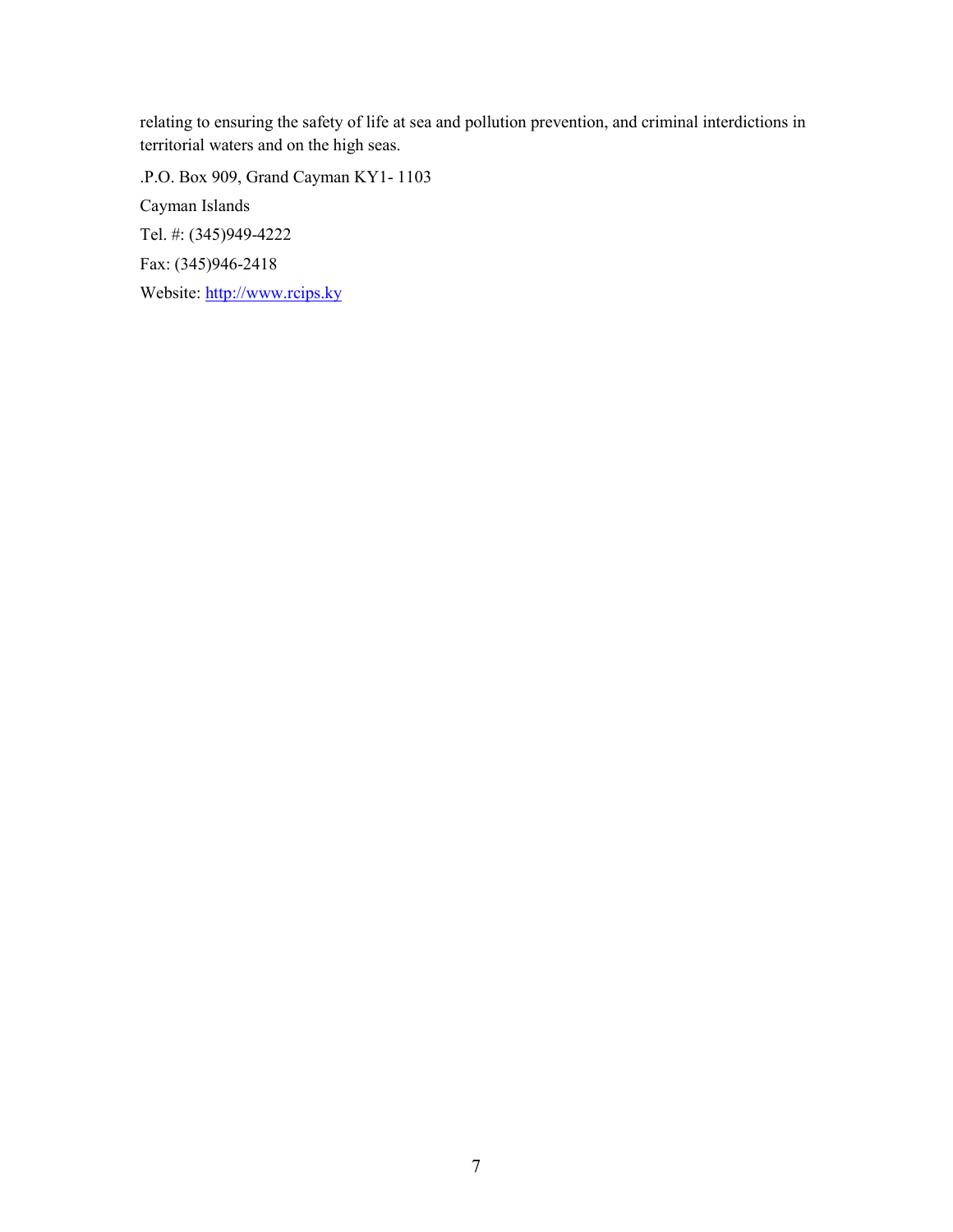relating to ensuring the safety of life at sea and pollution prevention, and criminal interdictions in territorial waters and on the high seas.

.P.O. Box 909, Grand Cayman KY1- 1103

Cayman Islands

Tel. #: (345)949-4222

Fax: (345)946-2418

Website: http://www.rcips.ky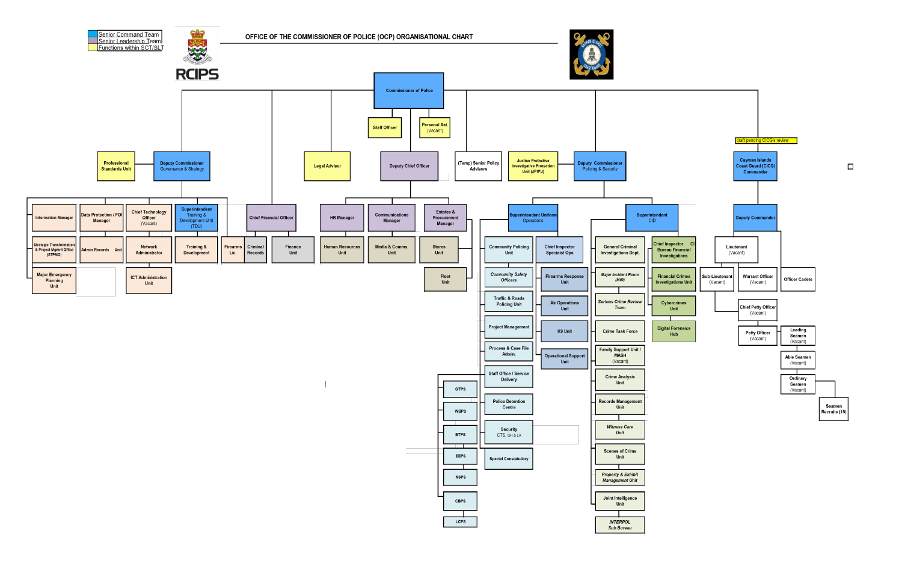# OFFICE OF THE COMMISSIONER OF POLICE (OCP) ORGANISATIONAL CHART

**Legend:**
- Senior Command Team
- Senior Leadership Team
- Functions within SCT/SLT

RCIPS

- **Commissioner of Police**
  - Staff Officer
  - Personal Ast. (Vacant)
  - Professional Standards Unit
  - **Deputy Commissioner Governance & Strategy**
    - Information Manager
    - Strategic Transformation & Project Mgmt Office (STPMO)
    - Major Emergency Planning Unit
    - Data Protection / FOI Manager
    - Admin Records Unit
    - Chief Technology Officer (Vacant)
      - Network Administrator
      - ICT Administration Unit
    - Superintendent Training & Development Unit (TDU)
      - Training & Development
    - Firearms Lic.
    - Criminal Records
  - Chief Financial Officer
    - Finance Unit
  - Legal Advisor
  - Deputy Chief Officer
    - HR Manager
      - Human Resources Unit
    - Communications Manager
      - Media & Comms. Unit
    - Estates & Procurement Manager
      - Stores Unit
      - Fleet Unit
  - (Temp) Senior Policy Advisors
  - Justice Protective Investigative Protection Unit (JPIPU)
  - **Deputy Commissioner Policing & Security**
    - Superintendent Uniform Operations
      - Community Policing Unit
      - *Community Safety Officers*
      - Traffic & Roads Policing Unit
      - Project Management
      - Process & Case File Admin.
      - Staff Office / Service Delivery
        - GTPS
        - WBPS
        - BTPS
        - EEPS
        - NSPS
        - CBPS
        - LCPS
      - Police Detention Centre
      - Security CTS, GH & LA
      - Special Constabulary
      - Chief Inspector Specialist Ops
        - Firearms Response Unit
        - Air Operations Unit
        - K9 Unit
        - Operational Support Unit
    - Superintendent CID
      - General Criminal Investigations Dept.
      - *Major Incident Room (MIR)*
      - *Serious Crime Review Team*
      - Crime Task Force
      - Family Support Unit / MASH (Vacant)
      - Crime Analysis Unit
      - Records Management Unit
      - *Witness Care Unit*
      - Scenes of Crime Unit
      - *Property & Exhibit Management Unit*
      - Joint Intelligence Unit
      - *INTERPOL Sub Bureau*
      - Chief Inspector CI Bureau Financial Investigations
        - Financial Crimes Investigations Unit
        - Cybercrimes Unit
        - Digital Forensics Hub
  - *draft pending CICG's review*
  - **Cayman Islands Coast Guard (CICG) Commander**
    - Deputy Commander
      - Lieutenant (Vacant)
        - Sub-Lieutenant (Vacant)
        - Warrant Officer (Vacant)
          - Chief Petty Officer (Vacant)
            - Petty Officer (Vacant)
              - Leading Seamen (Vacant)
              - Able Seamen (Vacant)
              - Ordinary Seamen (Vacant)
                - Seamen Recruits (15)
      - Officer Cadets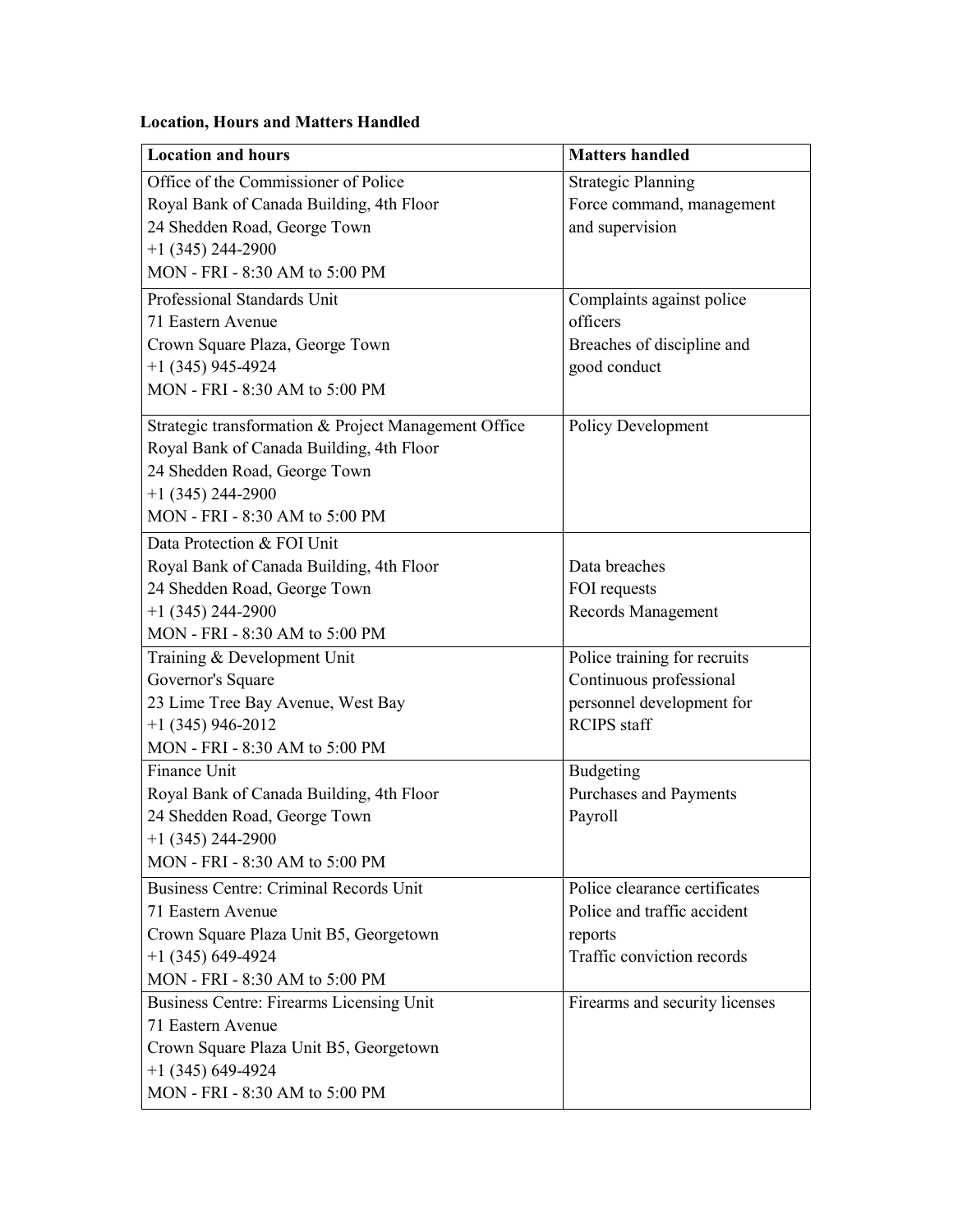**Location, Hours and Matters Handled**

| Location and hours | Matters handled |
|---|---|
| Office of the Commissioner of Police<br>Royal Bank of Canada Building, 4th Floor<br>24 Shedden Road, George Town<br>+1 (345) 244-2900<br>MON - FRI - 8:30 AM to 5:00 PM | Strategic Planning<br>Force command, management and supervision |
| Professional Standards Unit<br>71 Eastern Avenue<br>Crown Square Plaza, George Town<br>+1 (345) 945-4924<br>MON - FRI - 8:30 AM to 5:00 PM | Complaints against police officers<br>Breaches of discipline and good conduct |
| Strategic transformation & Project Management Office<br>Royal Bank of Canada Building, 4th Floor<br>24 Shedden Road, George Town<br>+1 (345) 244-2900<br>MON - FRI - 8:30 AM to 5:00 PM | Policy Development |
| Data Protection & FOI Unit<br>Royal Bank of Canada Building, 4th Floor<br>24 Shedden Road, George Town<br>+1 (345) 244-2900<br>MON - FRI - 8:30 AM to 5:00 PM | Data breaches<br>FOI requests<br>Records Management |
| Training & Development Unit<br>Governor's Square<br>23 Lime Tree Bay Avenue, West Bay<br>+1 (345) 946-2012<br>MON - FRI - 8:30 AM to 5:00 PM | Police training for recruits<br>Continuous professional personnel development for RCIPS staff |
| Finance Unit<br>Royal Bank of Canada Building, 4th Floor<br>24 Shedden Road, George Town<br>+1 (345) 244-2900<br>MON - FRI - 8:30 AM to 5:00 PM | Budgeting<br>Purchases and Payments<br>Payroll |
| Business Centre: Criminal Records Unit<br>71 Eastern Avenue<br>Crown Square Plaza Unit B5, Georgetown<br>+1 (345) 649-4924<br>MON - FRI - 8:30 AM to 5:00 PM | Police clearance certificates<br>Police and traffic accident reports<br>Traffic conviction records |
| Business Centre: Firearms Licensing Unit<br>71 Eastern Avenue<br>Crown Square Plaza Unit B5, Georgetown<br>+1 (345) 649-4924<br>MON - FRI - 8:30 AM to 5:00 PM | Firearms and security licenses |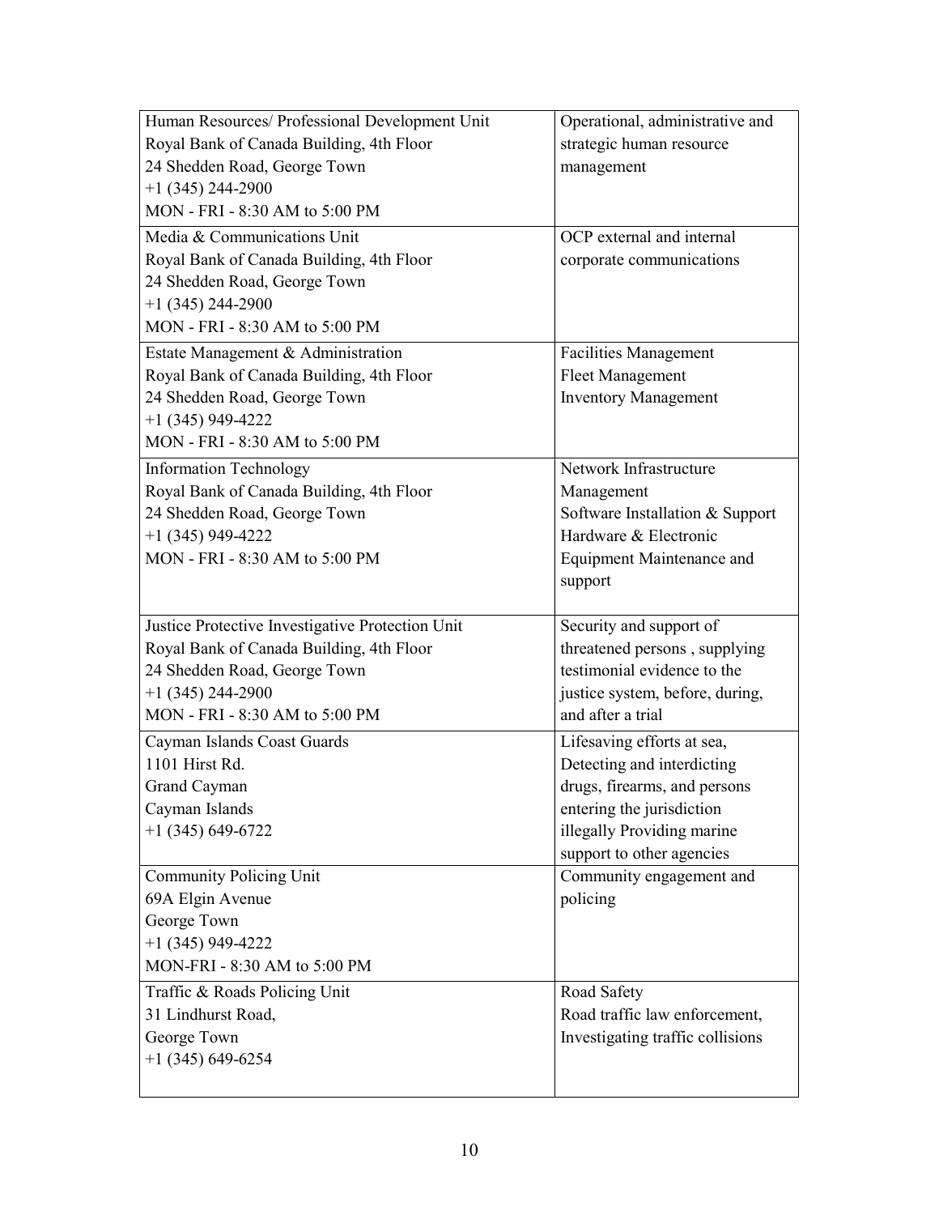| | |
|---|---|
| Human Resources/ Professional Development Unit<br>Royal Bank of Canada Building, 4th Floor<br>24 Shedden Road, George Town<br>+1 (345) 244-2900<br>MON - FRI - 8:30 AM to 5:00 PM | Operational, administrative and strategic human resource management |
| Media & Communications Unit<br>Royal Bank of Canada Building, 4th Floor<br>24 Shedden Road, George Town<br>+1 (345) 244-2900<br>MON - FRI - 8:30 AM to 5:00 PM | OCP external and internal corporate communications |
| Estate Management & Administration<br>Royal Bank of Canada Building, 4th Floor<br>24 Shedden Road, George Town<br>+1 (345) 949-4222<br>MON - FRI - 8:30 AM to 5:00 PM | Facilities Management<br>Fleet Management<br>Inventory Management |
| Information Technology<br>Royal Bank of Canada Building, 4th Floor<br>24 Shedden Road, George Town<br>+1 (345) 949-4222<br>MON - FRI - 8:30 AM to 5:00 PM | Network Infrastructure Management<br>Software Installation & Support<br>Hardware & Electronic Equipment Maintenance and support |
| Justice Protective Investigative Protection Unit<br>Royal Bank of Canada Building, 4th Floor<br>24 Shedden Road, George Town<br>+1 (345) 244-2900<br>MON - FRI - 8:30 AM to 5:00 PM | Security and support of threatened persons , supplying testimonial evidence to the justice system, before, during, and after a trial |
| Cayman Islands Coast Guards<br>1101 Hirst Rd.<br>Grand Cayman<br>Cayman Islands<br>+1 (345) 649-6722 | Lifesaving efforts at sea, Detecting and interdicting drugs, firearms, and persons entering the jurisdiction illegally Providing marine support to other agencies |
| Community Policing Unit<br>69A Elgin Avenue<br>George Town<br>+1 (345) 949-4222<br>MON-FRI - 8:30 AM to 5:00 PM | Community engagement and policing |
| Traffic & Roads Policing Unit<br>31 Lindhurst Road,<br>George Town<br>+1 (345) 649-6254 | Road Safety<br>Road traffic law enforcement,<br>Investigating traffic collisions |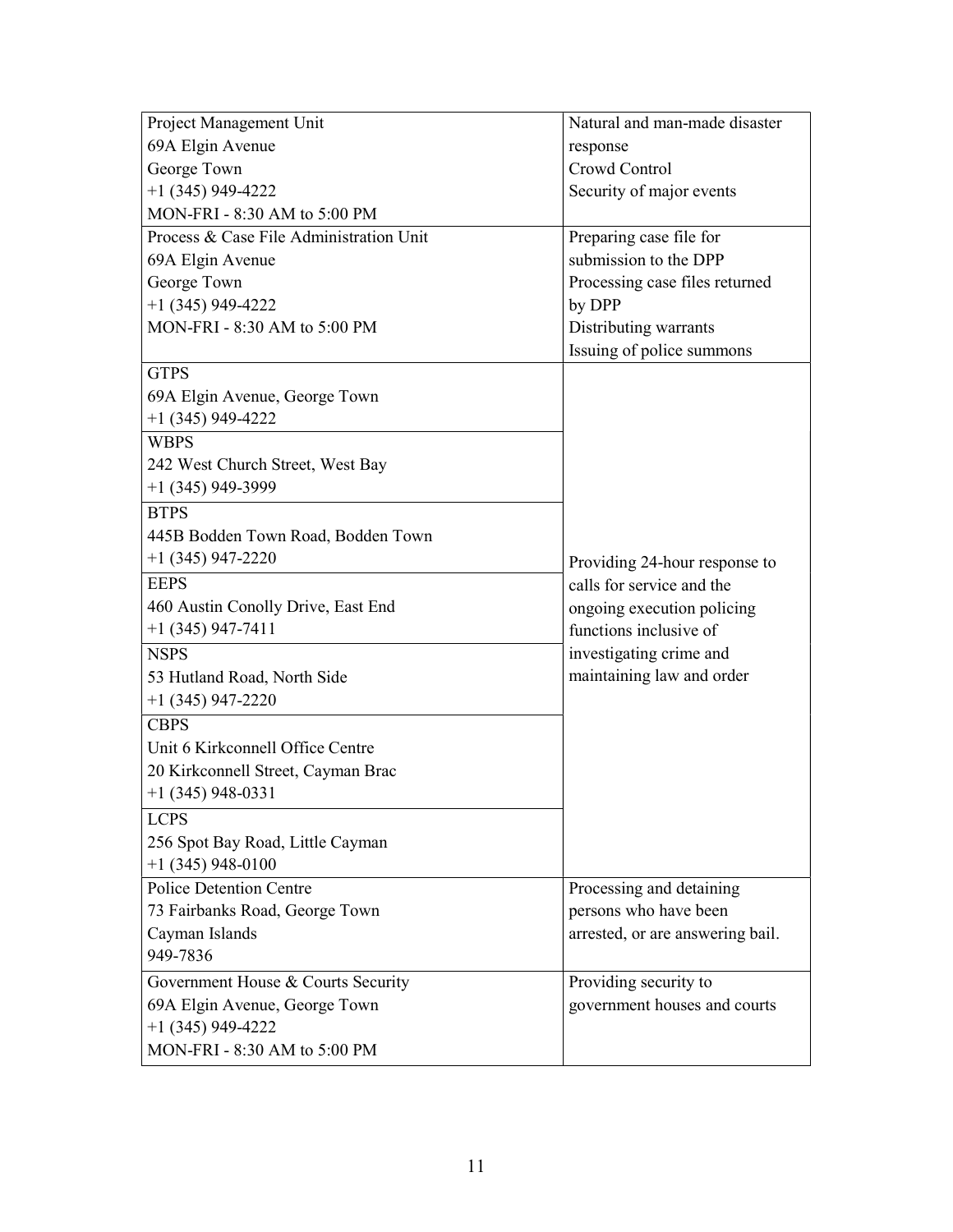| | |
|---|---|
| Project Management Unit<br>69A Elgin Avenue<br>George Town<br>+1 (345) 949-4222<br>MON-FRI - 8:30 AM to 5:00 PM | Natural and man-made disaster response<br>Crowd Control<br>Security of major events |
| Process & Case File Administration Unit<br>69A Elgin Avenue<br>George Town<br>+1 (345) 949-4222<br>MON-FRI - 8:30 AM to 5:00 PM | Preparing case file for submission to the DPP<br>Processing case files returned by DPP<br>Distributing warrants<br>Issuing of police summons |
| GTPS<br>69A Elgin Avenue, George Town<br>+1 (345) 949-4222 | Providing 24-hour response to calls for service and the ongoing execution policing functions inclusive of investigating crime and maintaining law and order |
| WBPS<br>242 West Church Street, West Bay<br>+1 (345) 949-3999 | |
| BTPS<br>445B Bodden Town Road, Bodden Town<br>+1 (345) 947-2220 | |
| EEPS<br>460 Austin Conolly Drive, East End<br>+1 (345) 947-7411 | |
| NSPS<br>53 Hutland Road, North Side<br>+1 (345) 947-2220 | |
| CBPS<br>Unit 6 Kirkconnell Office Centre<br>20 Kirkconnell Street, Cayman Brac<br>+1 (345) 948-0331 | |
| LCPS<br>256 Spot Bay Road, Little Cayman<br>+1 (345) 948-0100 | |
| Police Detention Centre<br>73 Fairbanks Road, George Town<br>Cayman Islands<br>949-7836 | Processing and detaining persons who have been arrested, or are answering bail. |
| Government House & Courts Security<br>69A Elgin Avenue, George Town<br>+1 (345) 949-4222<br>MON-FRI - 8:30 AM to 5:00 PM | Providing security to government houses and courts |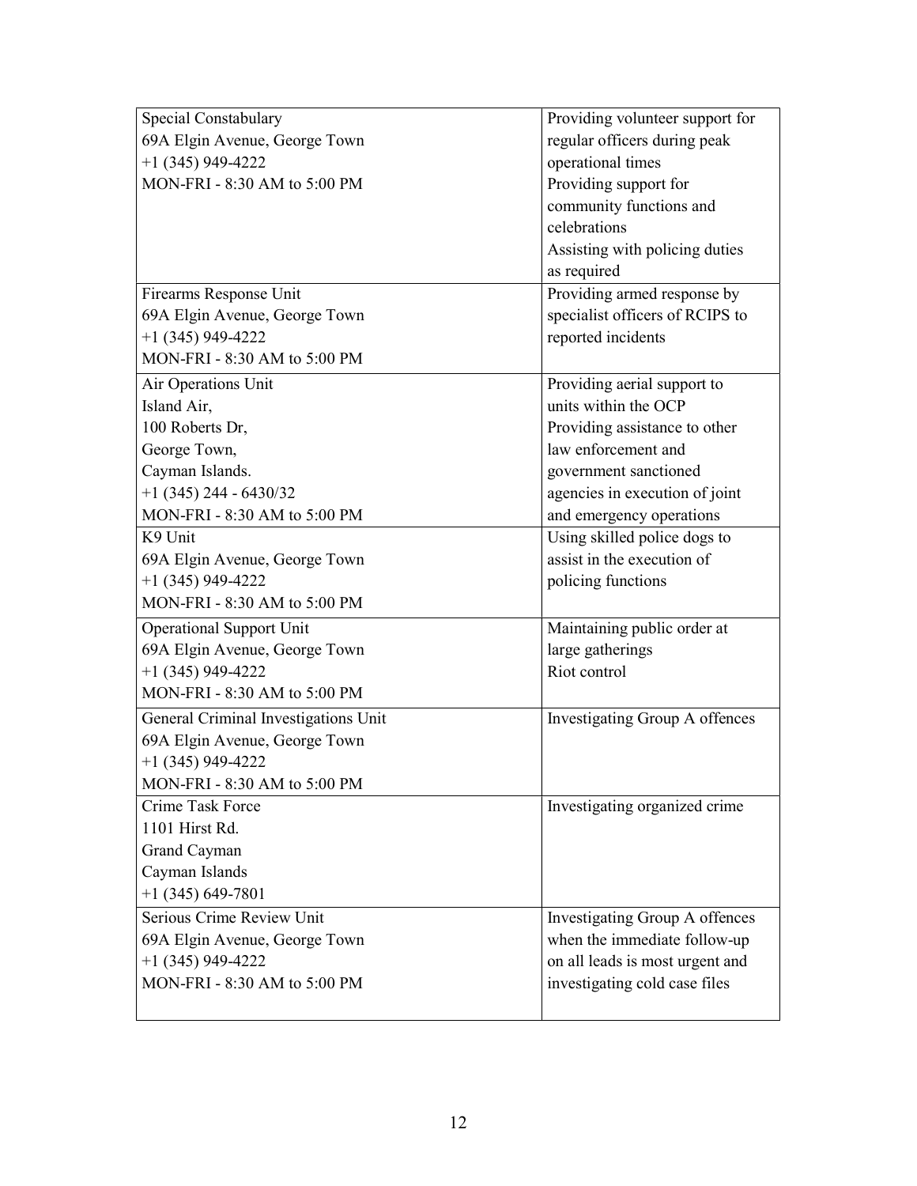| | |
|---|---|
| Special Constabulary<br>69A Elgin Avenue, George Town<br>+1 (345) 949-4222<br>MON-FRI - 8:30 AM to 5:00 PM | Providing volunteer support for regular officers during peak operational times<br>Providing support for community functions and celebrations<br>Assisting with policing duties as required |
| Firearms Response Unit<br>69A Elgin Avenue, George Town<br>+1 (345) 949-4222<br>MON-FRI - 8:30 AM to 5:00 PM | Providing armed response by specialist officers of RCIPS to reported incidents |
| Air Operations Unit<br>Island Air,<br>100 Roberts Dr,<br>George Town,<br>Cayman Islands.<br>+1 (345) 244 - 6430/32<br>MON-FRI - 8:30 AM to 5:00 PM | Providing aerial support to units within the OCP<br>Providing assistance to other law enforcement and government sanctioned agencies in execution of joint and emergency operations |
| K9 Unit<br>69A Elgin Avenue, George Town<br>+1 (345) 949-4222<br>MON-FRI - 8:30 AM to 5:00 PM | Using skilled police dogs to assist in the execution of policing functions |
| Operational Support Unit<br>69A Elgin Avenue, George Town<br>+1 (345) 949-4222<br>MON-FRI - 8:30 AM to 5:00 PM | Maintaining public order at large gatherings<br>Riot control |
| General Criminal Investigations Unit<br>69A Elgin Avenue, George Town<br>+1 (345) 949-4222<br>MON-FRI - 8:30 AM to 5:00 PM | Investigating Group A offences |
| Crime Task Force<br>1101 Hirst Rd.<br>Grand Cayman<br>Cayman Islands<br>+1 (345) 649-7801 | Investigating organized crime |
| Serious Crime Review Unit<br>69A Elgin Avenue, George Town<br>+1 (345) 949-4222<br>MON-FRI - 8:30 AM to 5:00 PM | Investigating Group A offences when the immediate follow-up on all leads is most urgent and investigating cold case files |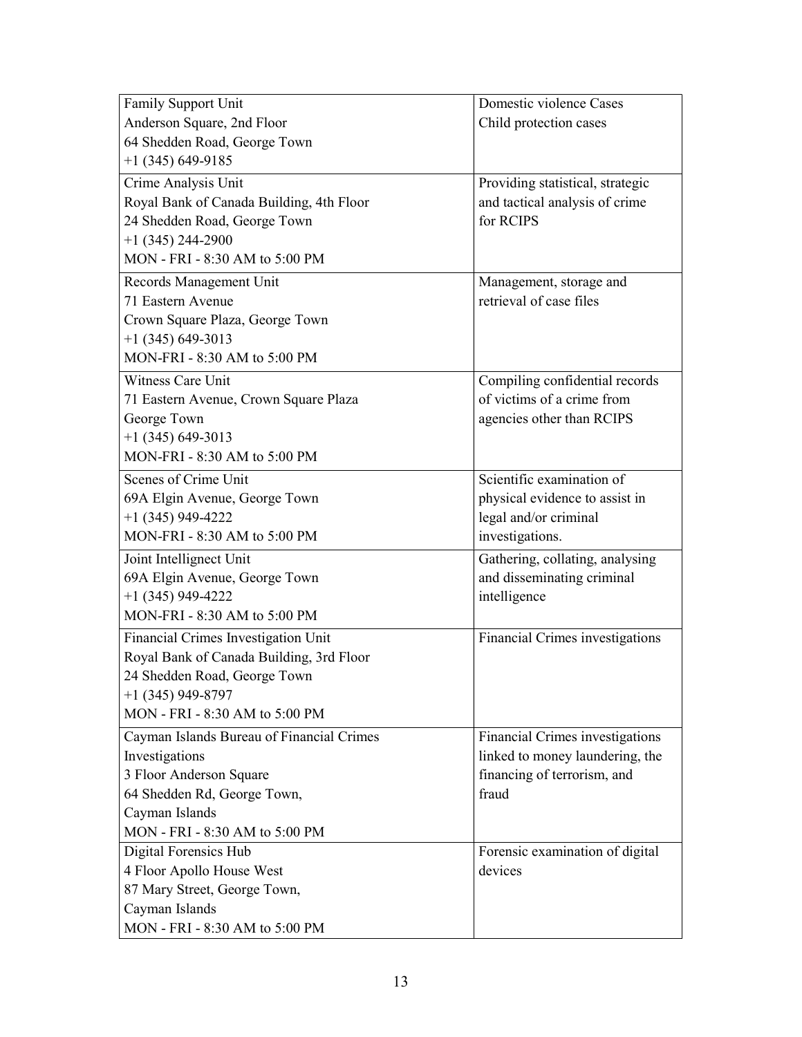| | |
|---|---|
| Family Support Unit<br>Anderson Square, 2nd Floor<br>64 Shedden Road, George Town<br>+1 (345) 649-9185 | Domestic violence Cases<br>Child protection cases |
| Crime Analysis Unit<br>Royal Bank of Canada Building, 4th Floor<br>24 Shedden Road, George Town<br>+1 (345) 244-2900<br>MON - FRI - 8:30 AM to 5:00 PM | Providing statistical, strategic and tactical analysis of crime for RCIPS |
| Records Management Unit<br>71 Eastern Avenue<br>Crown Square Plaza, George Town<br>+1 (345) 649-3013<br>MON-FRI - 8:30 AM to 5:00 PM | Management, storage and retrieval of case files |
| Witness Care Unit<br>71 Eastern Avenue, Crown Square Plaza<br>George Town<br>+1 (345) 649-3013<br>MON-FRI - 8:30 AM to 5:00 PM | Compiling confidential records of victims of a crime from agencies other than RCIPS |
| Scenes of Crime Unit<br>69A Elgin Avenue, George Town<br>+1 (345) 949-4222<br>MON-FRI - 8:30 AM to 5:00 PM | Scientific examination of physical evidence to assist in legal and/or criminal investigations. |
| Joint Intellignect Unit<br>69A Elgin Avenue, George Town<br>+1 (345) 949-4222<br>MON-FRI - 8:30 AM to 5:00 PM | Gathering, collating, analysing and disseminating criminal intelligence |
| Financial Crimes Investigation Unit<br>Royal Bank of Canada Building, 3rd Floor<br>24 Shedden Road, George Town<br>+1 (345) 949-8797<br>MON - FRI - 8:30 AM to 5:00 PM | Financial Crimes investigations |
| Cayman Islands Bureau of Financial Crimes Investigations<br>3 Floor Anderson Square<br>64 Shedden Rd, George Town,<br>Cayman Islands<br>MON - FRI - 8:30 AM to 5:00 PM | Financial Crimes investigations linked to money laundering, the financing of terrorism, and fraud |
| Digital Forensics Hub<br>4 Floor Apollo House West<br>87 Mary Street, George Town,<br>Cayman Islands<br>MON - FRI - 8:30 AM to 5:00 PM | Forensic examination of digital devices |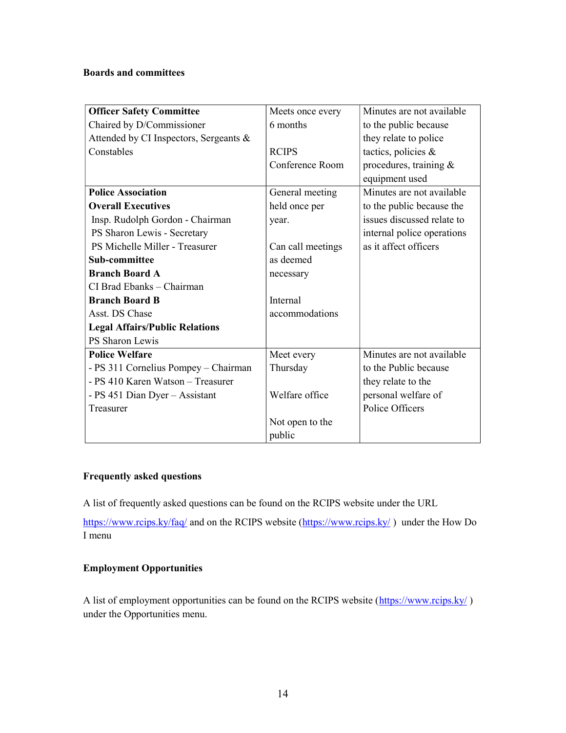**Boards and committees**

| **Officer Safety Committee**<br>Chaired by D/Commissioner<br>Attended by CI Inspectors, Sergeants & Constables | Meets once every 6 months<br><br>RCIPS Conference Room | Minutes are not available to the public because they relate to police tactics, policies & procedures, training & equipment used |
|---|---|---|
| **Police Association**<br>**Overall Executives**<br>Insp. Rudolph Gordon - Chairman<br>PS Sharon Lewis - Secretary<br>PS Michelle Miller - Treasurer<br>**Sub-committee**<br>**Branch Board A**<br>CI Brad Ebanks – Chairman<br>**Branch Board B**<br>Asst. DS Chase<br>**Legal Affairs/Public Relations**<br>PS Sharon Lewis | General meeting held once per year.<br><br>Can call meetings as deemed necessary<br><br>Internal accommodations | Minutes are not available to the public because the issues discussed relate to internal police operations as it affect officers |
| **Police Welfare**<br>- PS 311 Cornelius Pompey – Chairman<br>- PS 410 Karen Watson – Treasurer<br>- PS 451 Dian Dyer – Assistant Treasurer | Meet every Thursday<br><br>Welfare office<br><br>Not open to the public | Minutes are not available to the Public because they relate to the personal welfare of Police Officers |

**Frequently asked questions**

A list of frequently asked questions can be found on the RCIPS website under the URL https://www.rcips.ky/faq/ and on the RCIPS website (https://www.rcips.ky/ ) under the How Do I menu

**Employment Opportunities**

A list of employment opportunities can be found on the RCIPS website (https://www.rcips.ky/ ) under the Opportunities menu.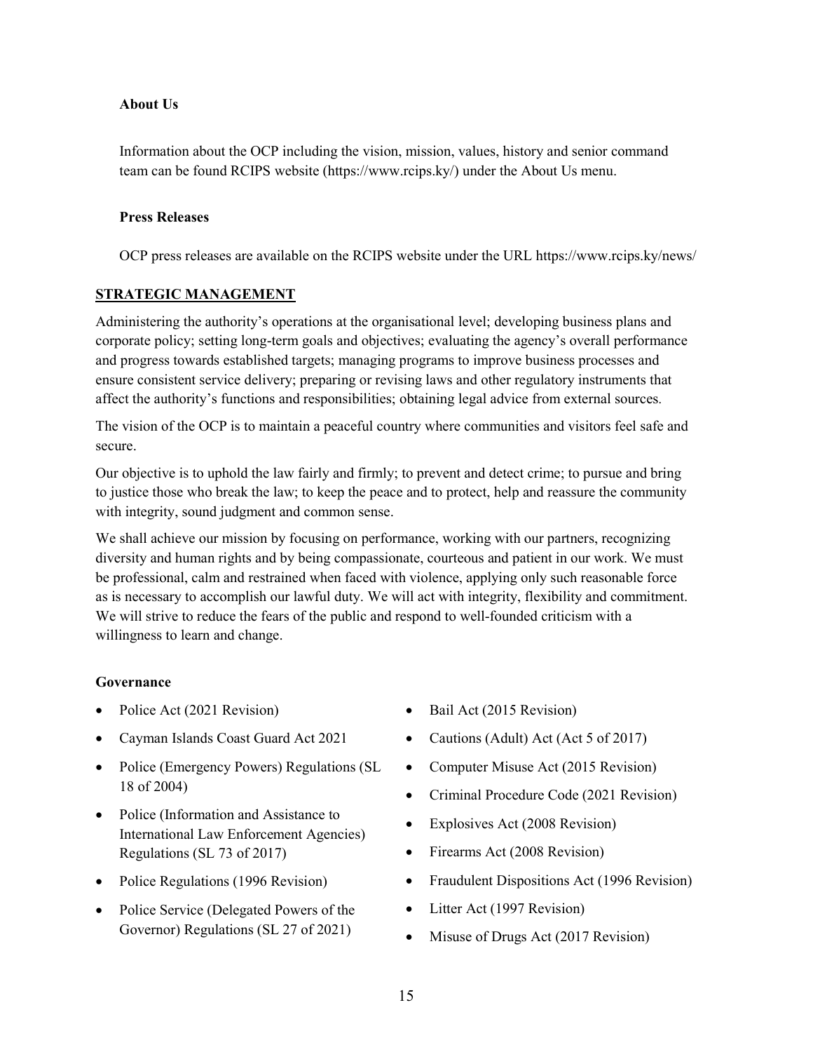**About Us**

Information about the OCP including the vision, mission, values, history and senior command team can be found RCIPS website (https://www.rcips.ky/) under the About Us menu.

**Press Releases**

OCP press releases are available on the RCIPS website under the URL https://www.rcips.ky/news/

## STRATEGIC MANAGEMENT

Administering the authority's operations at the organisational level; developing business plans and corporate policy; setting long-term goals and objectives; evaluating the agency's overall performance and progress towards established targets; managing programs to improve business processes and ensure consistent service delivery; preparing or revising laws and other regulatory instruments that affect the authority's functions and responsibilities; obtaining legal advice from external sources.

The vision of the OCP is to maintain a peaceful country where communities and visitors feel safe and secure.

Our objective is to uphold the law fairly and firmly; to prevent and detect crime; to pursue and bring to justice those who break the law; to keep the peace and to protect, help and reassure the community with integrity, sound judgment and common sense.

We shall achieve our mission by focusing on performance, working with our partners, recognizing diversity and human rights and by being compassionate, courteous and patient in our work. We must be professional, calm and restrained when faced with violence, applying only such reasonable force as is necessary to accomplish our lawful duty. We will act with integrity, flexibility and commitment. We will strive to reduce the fears of the public and respond to well-founded criticism with a willingness to learn and change.

**Governance**

- Police Act (2021 Revision)
- Cayman Islands Coast Guard Act 2021
- Police (Emergency Powers) Regulations (SL 18 of 2004)
- Police (Information and Assistance to International Law Enforcement Agencies) Regulations (SL 73 of 2017)
- Police Regulations (1996 Revision)
- Police Service (Delegated Powers of the Governor) Regulations (SL 27 of 2021)
- Bail Act (2015 Revision)
- Cautions (Adult) Act (Act 5 of 2017)
- Computer Misuse Act (2015 Revision)
- Criminal Procedure Code (2021 Revision)
- Explosives Act (2008 Revision)
- Firearms Act (2008 Revision)
- Fraudulent Dispositions Act (1996 Revision)
- Litter Act (1997 Revision)
- Misuse of Drugs Act (2017 Revision)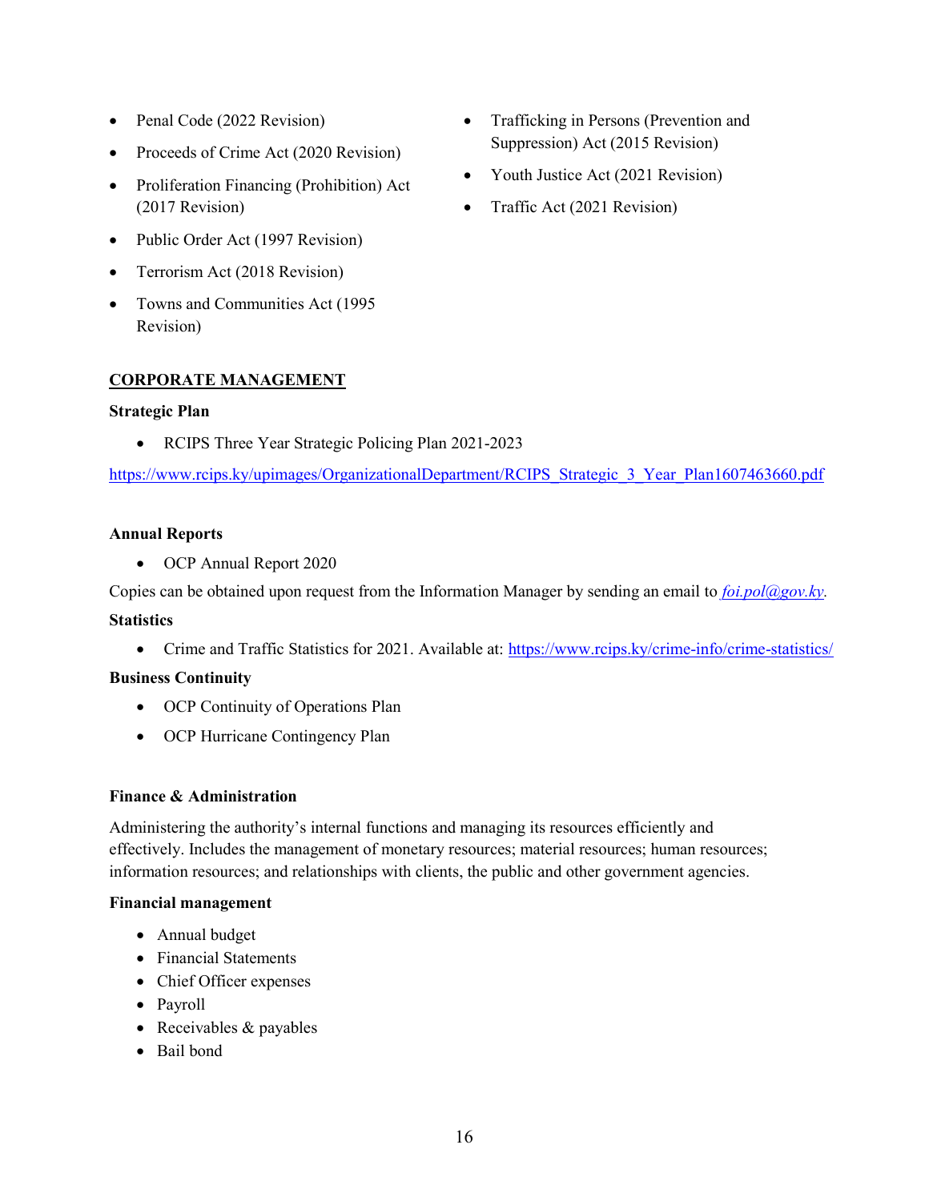- Penal Code (2022 Revision)
- Proceeds of Crime Act (2020 Revision)
- Proliferation Financing (Prohibition) Act (2017 Revision)
- Public Order Act (1997 Revision)
- Terrorism Act (2018 Revision)
- Towns and Communities Act (1995 Revision)
- Trafficking in Persons (Prevention and Suppression) Act (2015 Revision)
- Youth Justice Act (2021 Revision)
- Traffic Act (2021 Revision)

## CORPORATE MANAGEMENT

**Strategic Plan**

- RCIPS Three Year Strategic Policing Plan 2021-2023

https://www.rcips.ky/upimages/OrganizationalDepartment/RCIPS_Strategic_3_Year_Plan1607463660.pdf

**Annual Reports**

- OCP Annual Report 2020

Copies can be obtained upon request from the Information Manager by sending an email to *foi.pol@gov.ky*.

**Statistics**

- Crime and Traffic Statistics for 2021. Available at: https://www.rcips.ky/crime-info/crime-statistics/

**Business Continuity**

- OCP Continuity of Operations Plan
- OCP Hurricane Contingency Plan

**Finance & Administration**

Administering the authority's internal functions and managing its resources efficiently and effectively. Includes the management of monetary resources; material resources; human resources; information resources; and relationships with clients, the public and other government agencies.

**Financial management**

- Annual budget
- Financial Statements
- Chief Officer expenses
- Payroll
- Receivables & payables
- Bail bond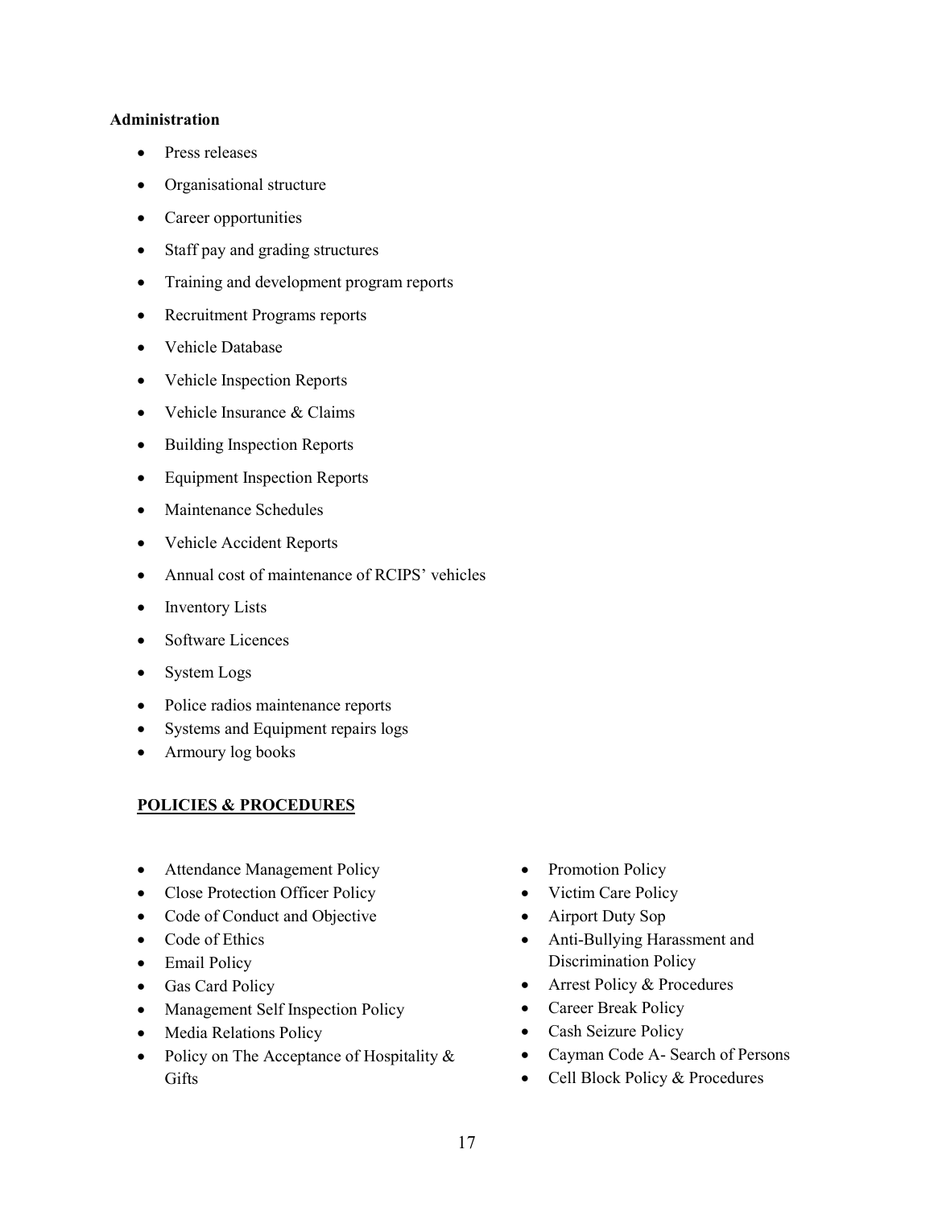**Administration**

- Press releases
- Organisational structure
- Career opportunities
- Staff pay and grading structures
- Training and development program reports
- Recruitment Programs reports
- Vehicle Database
- Vehicle Inspection Reports
- Vehicle Insurance & Claims
- Building Inspection Reports
- Equipment Inspection Reports
- Maintenance Schedules
- Vehicle Accident Reports
- Annual cost of maintenance of RCIPS' vehicles
- Inventory Lists
- Software Licences
- System Logs
- Police radios maintenance reports
- Systems and Equipment repairs logs
- Armoury log books

**POLICIES & PROCEDURES**

- Attendance Management Policy
- Close Protection Officer Policy
- Code of Conduct and Objective
- Code of Ethics
- Email Policy
- Gas Card Policy
- Management Self Inspection Policy
- Media Relations Policy
- Policy on The Acceptance of Hospitality & Gifts
- Promotion Policy
- Victim Care Policy
- Airport Duty Sop
- Anti-Bullying Harassment and Discrimination Policy
- Arrest Policy & Procedures
- Career Break Policy
- Cash Seizure Policy
- Cayman Code A- Search of Persons
- Cell Block Policy & Procedures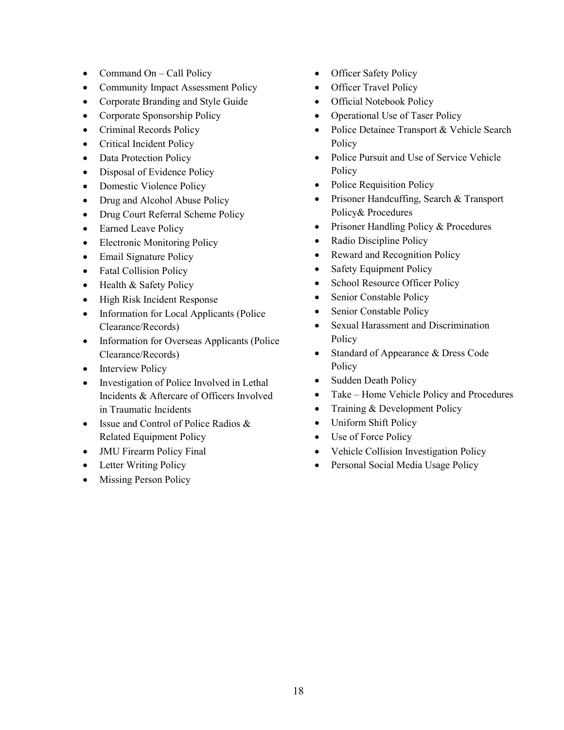- Command On – Call Policy
- Community Impact Assessment Policy
- Corporate Branding and Style Guide
- Corporate Sponsorship Policy
- Criminal Records Policy
- Critical Incident Policy
- Data Protection Policy
- Disposal of Evidence Policy
- Domestic Violence Policy
- Drug and Alcohol Abuse Policy
- Drug Court Referral Scheme Policy
- Earned Leave Policy
- Electronic Monitoring Policy
- Email Signature Policy
- Fatal Collision Policy
- Health & Safety Policy
- High Risk Incident Response
- Information for Local Applicants (Police Clearance/Records)
- Information for Overseas Applicants (Police Clearance/Records)
- Interview Policy
- Investigation of Police Involved in Lethal Incidents & Aftercare of Officers Involved in Traumatic Incidents
- Issue and Control of Police Radios & Related Equipment Policy
- JMU Firearm Policy Final
- Letter Writing Policy
- Missing Person Policy
- Officer Safety Policy
- Officer Travel Policy
- Official Notebook Policy
- Operational Use of Taser Policy
- Police Detainee Transport & Vehicle Search Policy
- Police Pursuit and Use of Service Vehicle Policy
- Police Requisition Policy
- Prisoner Handcuffing, Search & Transport Policy& Procedures
- Prisoner Handling Policy & Procedures
- Radio Discipline Policy
- Reward and Recognition Policy
- Safety Equipment Policy
- School Resource Officer Policy
- Senior Constable Policy
- Senior Constable Policy
- Sexual Harassment and Discrimination Policy
- Standard of Appearance & Dress Code Policy
- Sudden Death Policy
- Take – Home Vehicle Policy and Procedures
- Training & Development Policy
- Uniform Shift Policy
- Use of Force Policy
- Vehicle Collision Investigation Policy
- Personal Social Media Usage Policy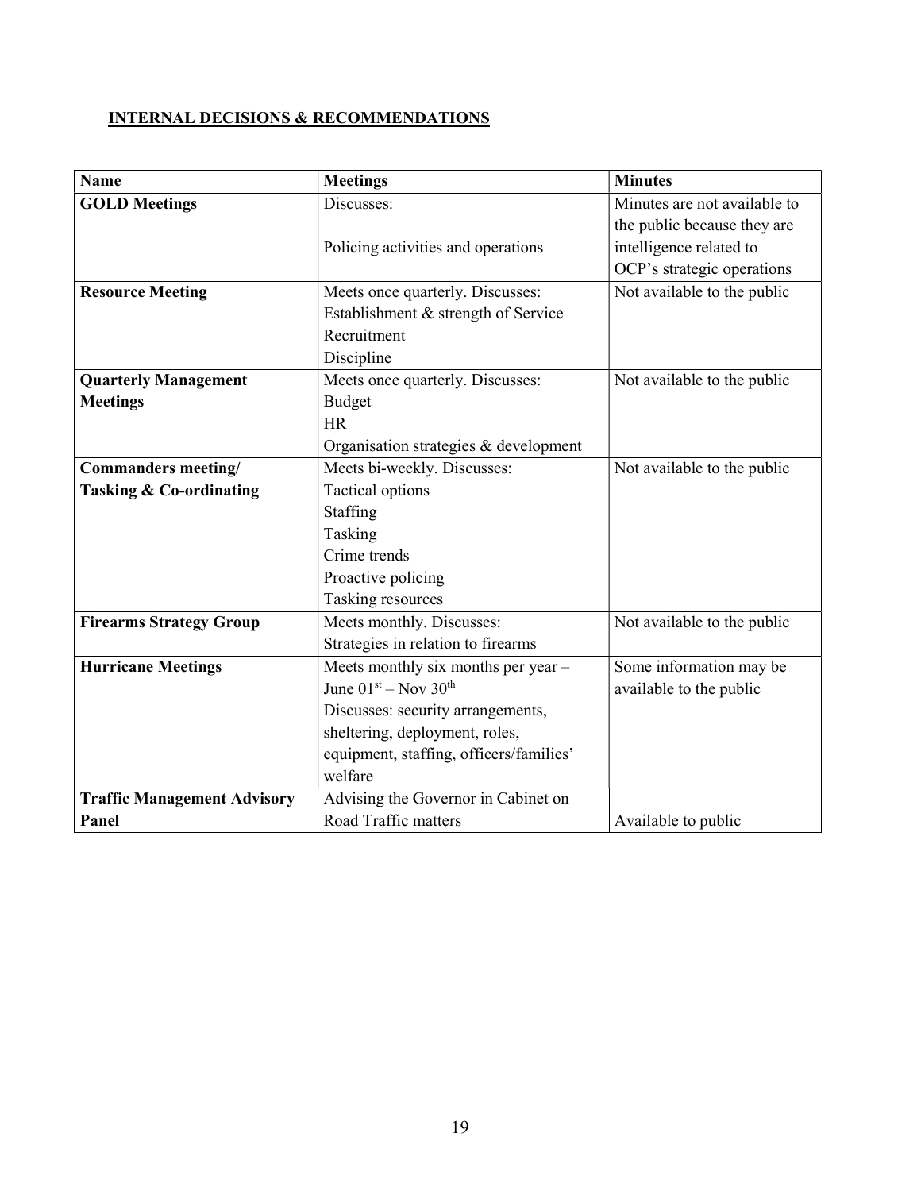**INTERNAL DECISIONS & RECOMMENDATIONS**

| **Name** | **Meetings** | **Minutes** |
|---|---|---|
| **GOLD Meetings** | Discusses:<br><br>Policing activities and operations | Minutes are not available to the public because they are intelligence related to OCP's strategic operations |
| **Resource Meeting** | Meets once quarterly. Discusses:<br>Establishment & strength of Service<br>Recruitment<br>Discipline | Not available to the public |
| **Quarterly Management Meetings** | Meets once quarterly. Discusses:<br>Budget<br>HR<br>Organisation strategies & development | Not available to the public |
| **Commanders meeting/ Tasking & Co-ordinating** | Meets bi-weekly. Discusses:<br>Tactical options<br>Staffing<br>Tasking<br>Crime trends<br>Proactive policing<br>Tasking resources | Not available to the public |
| **Firearms Strategy Group** | Meets monthly. Discusses:<br>Strategies in relation to firearms | Not available to the public |
| **Hurricane Meetings** | Meets monthly six months per year – June 01st – Nov 30th<br>Discusses: security arrangements, sheltering, deployment, roles, equipment, staffing, officers/families' welfare | Some information may be available to the public |
| **Traffic Management Advisory Panel** | Advising the Governor in Cabinet on Road Traffic matters | Available to public |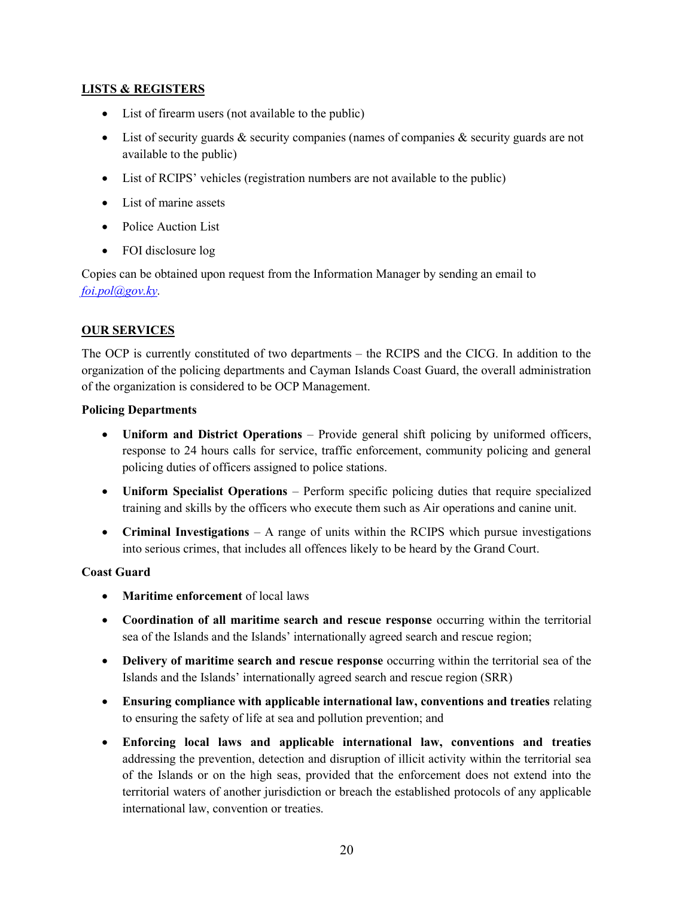## LISTS & REGISTERS

- List of firearm users (not available to the public)
- List of security guards & security companies (names of companies & security guards are not available to the public)
- List of RCIPS' vehicles (registration numbers are not available to the public)
- List of marine assets
- Police Auction List
- FOI disclosure log

Copies can be obtained upon request from the Information Manager by sending an email to *foi.pol@gov.ky*.

## OUR SERVICES

The OCP is currently constituted of two departments – the RCIPS and the CICG. In addition to the organization of the policing departments and Cayman Islands Coast Guard, the overall administration of the organization is considered to be OCP Management.

### Policing Departments

- **Uniform and District Operations** – Provide general shift policing by uniformed officers, response to 24 hours calls for service, traffic enforcement, community policing and general policing duties of officers assigned to police stations.
- **Uniform Specialist Operations** – Perform specific policing duties that require specialized training and skills by the officers who execute them such as Air operations and canine unit.
- **Criminal Investigations** – A range of units within the RCIPS which pursue investigations into serious crimes, that includes all offences likely to be heard by the Grand Court.

### Coast Guard

- **Maritime enforcement** of local laws
- **Coordination of all maritime search and rescue response** occurring within the territorial sea of the Islands and the Islands' internationally agreed search and rescue region;
- **Delivery of maritime search and rescue response** occurring within the territorial sea of the Islands and the Islands' internationally agreed search and rescue region (SRR)
- **Ensuring compliance with applicable international law, conventions and treaties** relating to ensuring the safety of life at sea and pollution prevention; and
- **Enforcing local laws and applicable international law, conventions and treaties** addressing the prevention, detection and disruption of illicit activity within the territorial sea of the Islands or on the high seas, provided that the enforcement does not extend into the territorial waters of another jurisdiction or breach the established protocols of any applicable international law, convention or treaties.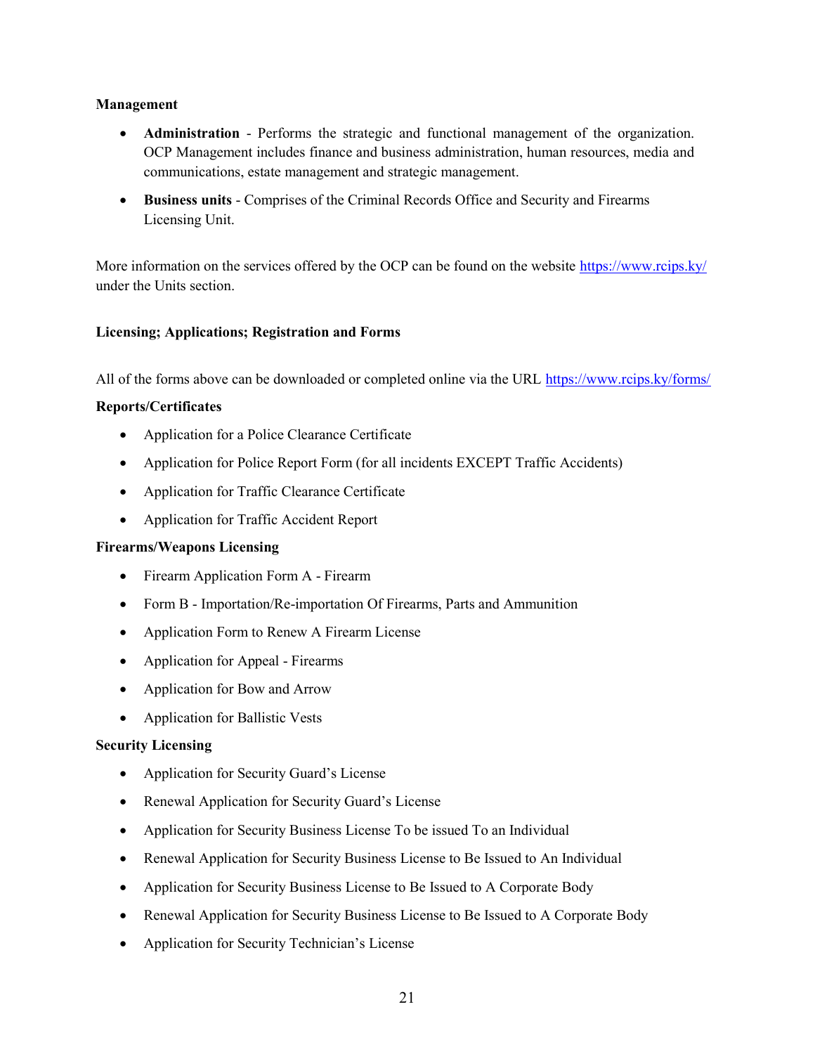**Management**

- **Administration** - Performs the strategic and functional management of the organization. OCP Management includes finance and business administration, human resources, media and communications, estate management and strategic management.
- **Business units** - Comprises of the Criminal Records Office and Security and Firearms Licensing Unit.

More information on the services offered by the OCP can be found on the website https://www.rcips.ky/ under the Units section.

**Licensing; Applications; Registration and Forms**

All of the forms above can be downloaded or completed online via the URL https://www.rcips.ky/forms/

**Reports/Certificates**

- Application for a Police Clearance Certificate
- Application for Police Report Form (for all incidents EXCEPT Traffic Accidents)
- Application for Traffic Clearance Certificate
- Application for Traffic Accident Report

**Firearms/Weapons Licensing**

- Firearm Application Form A - Firearm
- Form B - Importation/Re-importation Of Firearms, Parts and Ammunition
- Application Form to Renew A Firearm License
- Application for Appeal - Firearms
- Application for Bow and Arrow
- Application for Ballistic Vests

**Security Licensing**

- Application for Security Guard's License
- Renewal Application for Security Guard's License
- Application for Security Business License To be issued To an Individual
- Renewal Application for Security Business License to Be Issued to An Individual
- Application for Security Business License to Be Issued to A Corporate Body
- Renewal Application for Security Business License to Be Issued to A Corporate Body
- Application for Security Technician's License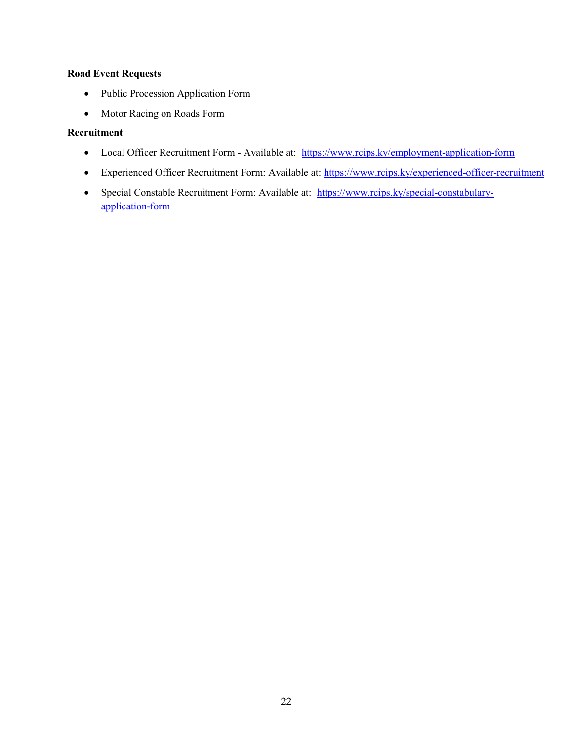**Road Event Requests**

- Public Procession Application Form
- Motor Racing on Roads Form

**Recruitment**

- Local Officer Recruitment Form - Available at: https://www.rcips.ky/employment-application-form
- Experienced Officer Recruitment Form: Available at: https://www.rcips.ky/experienced-officer-recruitment
- Special Constable Recruitment Form: Available at: https://www.rcips.ky/special-constabulary-application-form